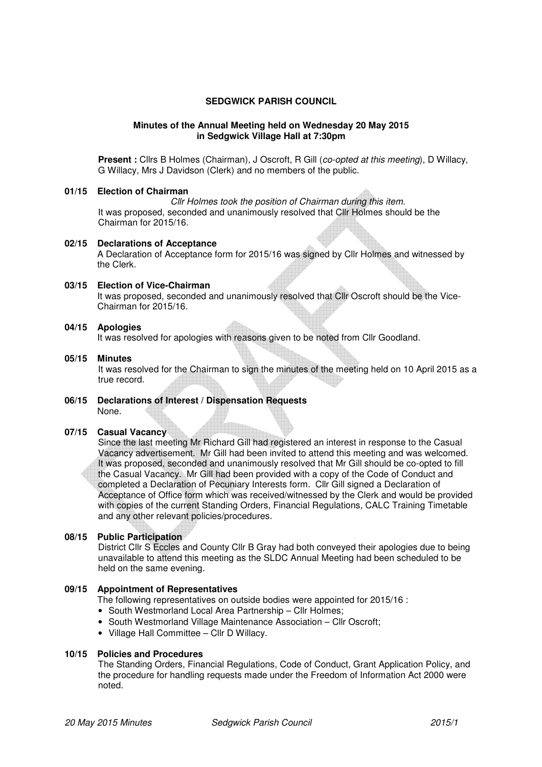# SEDGWICK PARISH COUNCIL

## Minutes of the Annual Meeting held on Wednesday 20 May 2015 in Sedgwick Village Hall at 7:30pm

**Present :** Cllrs B Holmes (Chairman), J Oscroft, R Gill (*co-opted at this meeting*), D Willacy, G Willacy, Mrs J Davidson (Clerk) and no members of the public.

### 01/15 Election of Chairman

*Cllr Holmes took the position of Chairman during this item.*

It was proposed, seconded and unanimously resolved that Cllr Holmes should be the Chairman for 2015/16.

### 02/15 Declarations of Acceptance

A Declaration of Acceptance form for 2015/16 was signed by Cllr Holmes and witnessed by the Clerk.

### 03/15 Election of Vice-Chairman

It was proposed, seconded and unanimously resolved that Cllr Oscroft should be the Vice-Chairman for 2015/16.

### 04/15 Apologies

It was resolved for apologies with reasons given to be noted from Cllr Goodland.

### 05/15 Minutes

It was resolved for the Chairman to sign the minutes of the meeting held on 10 April 2015 as a true record.

### 06/15 Declarations of Interest / Dispensation Requests

None.

### 07/15 Casual Vacancy

Since the last meeting Mr Richard Gill had registered an interest in response to the Casual Vacancy advertisement. Mr Gill had been invited to attend this meeting and was welcomed. It was proposed, seconded and unanimously resolved that Mr Gill should be co-opted to fill the Casual Vacancy. Mr Gill had been provided with a copy of the Code of Conduct and completed a Declaration of Pecuniary Interests form. Cllr Gill signed a Declaration of Acceptance of Office form which was received/witnessed by the Clerk and would be provided with copies of the current Standing Orders, Financial Regulations, CALC Training Timetable and any other relevant policies/procedures.

### 08/15 Public Participation

District Cllr S Eccles and County Cllr B Gray had both conveyed their apologies due to being unavailable to attend this meeting as the SLDC Annual Meeting had been scheduled to be held on the same evening.

### 09/15 Appointment of Representatives

The following representatives on outside bodies were appointed for 2015/16 :

- South Westmorland Local Area Partnership – Cllr Holmes;
- South Westmorland Village Maintenance Association – Cllr Oscroft;
- Village Hall Committee – Cllr D Willacy.

### 10/15 Policies and Procedures

The Standing Orders, Financial Regulations, Code of Conduct, Grant Application Policy, and the procedure for handling requests made under the Freedom of Information Act 2000 were noted.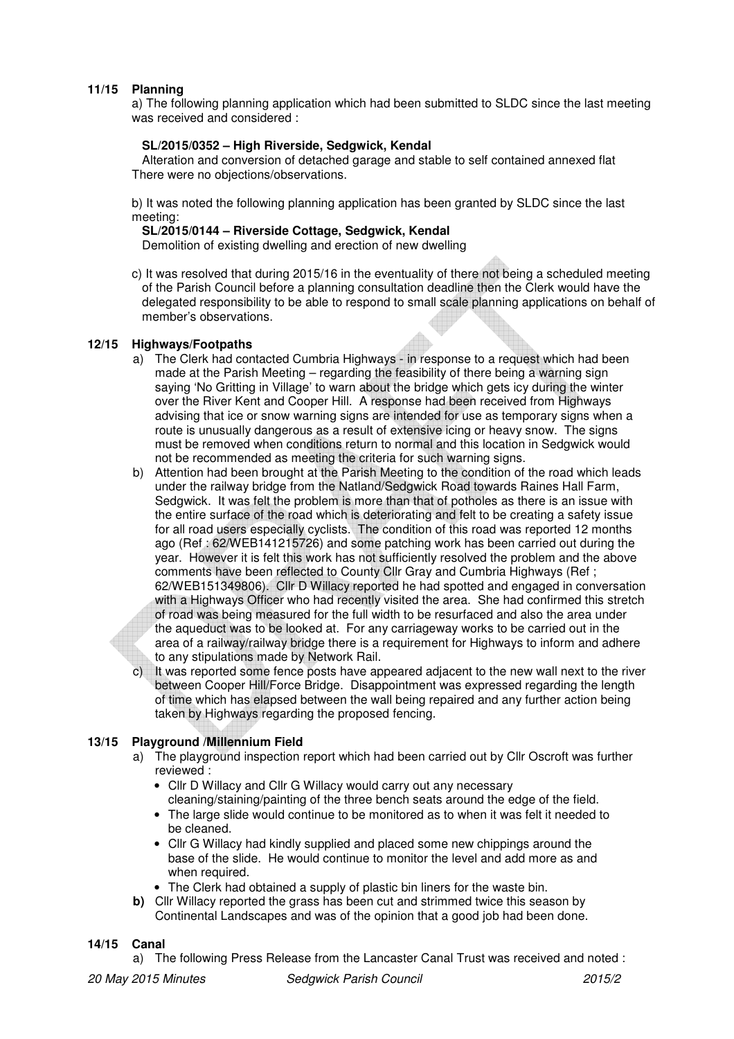## 11/15 Planning

a) The following planning application which had been submitted to SLDC since the last meeting was received and considered :

**SL/2015/0352 – High Riverside, Sedgwick, Kendal**

Alteration and conversion of detached garage and stable to self contained annexed flat

There were no objections/observations.

b) It was noted the following planning application has been granted by SLDC since the last meeting:

**SL/2015/0144 – Riverside Cottage, Sedgwick, Kendal**

Demolition of existing dwelling and erection of new dwelling

c) It was resolved that during 2015/16 in the eventuality of there not being a scheduled meeting of the Parish Council before a planning consultation deadline then the Clerk would have the delegated responsibility to be able to respond to small scale planning applications on behalf of member's observations.

## 12/15 Highways/Footpaths

a) The Clerk had contacted Cumbria Highways - in response to a request which had been made at the Parish Meeting – regarding the feasibility of there being a warning sign saying 'No Gritting in Village' to warn about the bridge which gets icy during the winter over the River Kent and Cooper Hill. A response had been received from Highways advising that ice or snow warning signs are intended for use as temporary signs when a route is unusually dangerous as a result of extensive icing or heavy snow. The signs must be removed when conditions return to normal and this location in Sedgwick would not be recommended as meeting the criteria for such warning signs.

b) Attention had been brought at the Parish Meeting to the condition of the road which leads under the railway bridge from the Natland/Sedgwick Road towards Raines Hall Farm, Sedgwick. It was felt the problem is more than that of potholes as there is an issue with the entire surface of the road which is deteriorating and felt to be creating a safety issue for all road users especially cyclists. The condition of this road was reported 12 months ago (Ref : 62/WEB141215726) and some patching work has been carried out during the year. However it is felt this work has not sufficiently resolved the problem and the above comments have been reflected to County Cllr Gray and Cumbria Highways (Ref ; 62/WEB151349806). Cllr D Willacy reported he had spotted and engaged in conversation with a Highways Officer who had recently visited the area. She had confirmed this stretch of road was being measured for the full width to be resurfaced and also the area under the aqueduct was to be looked at. For any carriageway works to be carried out in the area of a railway/railway bridge there is a requirement for Highways to inform and adhere to any stipulations made by Network Rail.

c) It was reported some fence posts have appeared adjacent to the new wall next to the river between Cooper Hill/Force Bridge. Disappointment was expressed regarding the length of time which has elapsed between the wall being repaired and any further action being taken by Highways regarding the proposed fencing.

## 13/15 Playground /Millennium Field

a) The playground inspection report which had been carried out by Cllr Oscroft was further reviewed :

- Cllr D Willacy and Cllr G Willacy would carry out any necessary cleaning/staining/painting of the three bench seats around the edge of the field.
- The large slide would continue to be monitored as to when it was felt it needed to be cleaned.
- Cllr G Willacy had kindly supplied and placed some new chippings around the base of the slide. He would continue to monitor the level and add more as and when required.
- The Clerk had obtained a supply of plastic bin liners for the waste bin.

**b)** Cllr Willacy reported the grass has been cut and strimmed twice this season by Continental Landscapes and was of the opinion that a good job had been done.

## 14/15 Canal

a) The following Press Release from the Lancaster Canal Trust was received and noted :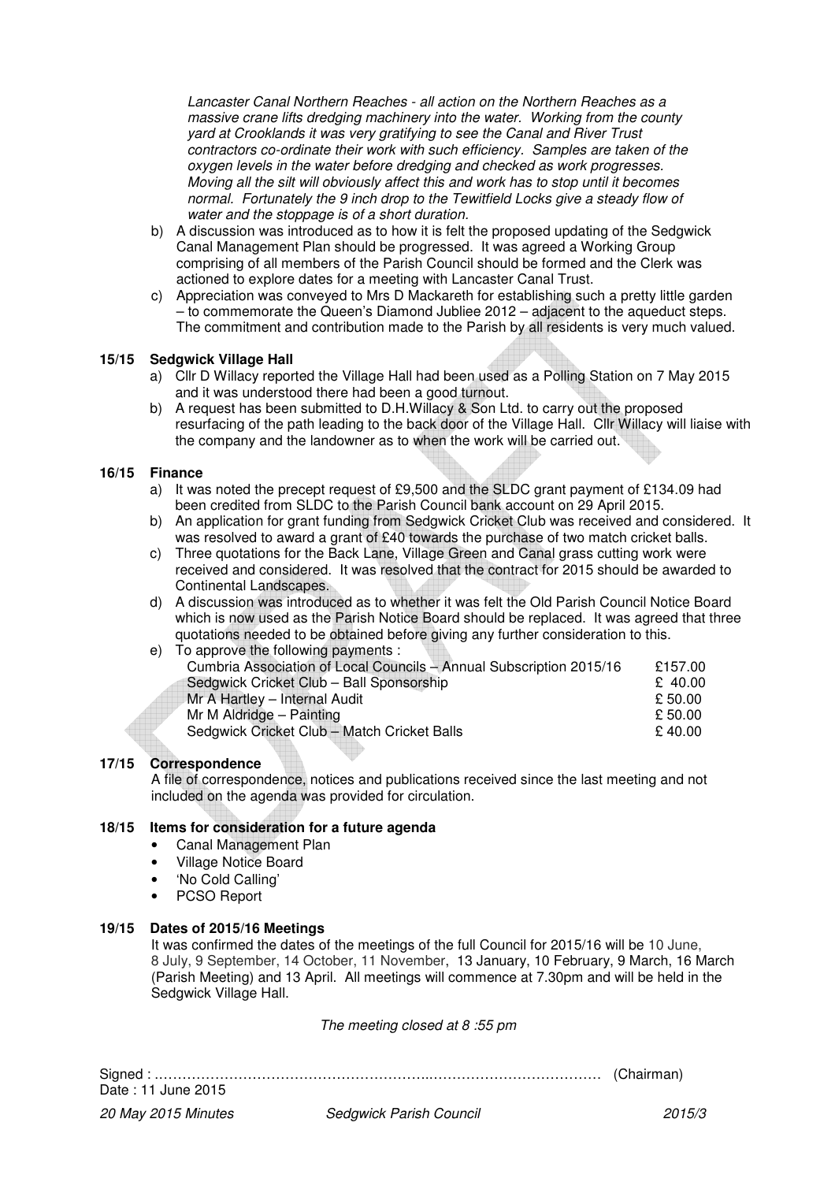*Lancaster Canal Northern Reaches - all action on the Northern Reaches as a massive crane lifts dredging machinery into the water. Working from the county yard at Crooklands it was very gratifying to see the Canal and River Trust contractors co-ordinate their work with such efficiency. Samples are taken of the oxygen levels in the water before dredging and checked as work progresses. Moving all the silt will obviously affect this and work has to stop until it becomes normal. Fortunately the 9 inch drop to the Tewitfield Locks give a steady flow of water and the stoppage is of a short duration.*

b) A discussion was introduced as to how it is felt the proposed updating of the Sedgwick Canal Management Plan should be progressed. It was agreed a Working Group comprising of all members of the Parish Council should be formed and the Clerk was actioned to explore dates for a meeting with Lancaster Canal Trust.

c) Appreciation was conveyed to Mrs D Mackareth for establishing such a pretty little garden – to commemorate the Queen's Diamond Jubliee 2012 – adjacent to the aqueduct steps. The commitment and contribution made to the Parish by all residents is very much valued.

## 15/15 Sedgwick Village Hall

a) Cllr D Willacy reported the Village Hall had been used as a Polling Station on 7 May 2015 and it was understood there had been a good turnout.

b) A request has been submitted to D.H.Willacy & Son Ltd. to carry out the proposed resurfacing of the path leading to the back door of the Village Hall. Cllr Willacy will liaise with the company and the landowner as to when the work will be carried out.

## 16/15 Finance

a) It was noted the precept request of £9,500 and the SLDC grant payment of £134.09 had been credited from SLDC to the Parish Council bank account on 29 April 2015.

b) An application for grant funding from Sedgwick Cricket Club was received and considered. It was resolved to award a grant of £40 towards the purchase of two match cricket balls.

c) Three quotations for the Back Lane, Village Green and Canal grass cutting work were received and considered. It was resolved that the contract for 2015 should be awarded to Continental Landscapes.

d) A discussion was introduced as to whether it was felt the Old Parish Council Notice Board which is now used as the Parish Notice Board should be replaced. It was agreed that three quotations needed to be obtained before giving any further consideration to this.

e) To approve the following payments :

| | |
|---|---|
| Cumbria Association of Local Councils – Annual Subscription 2015/16 | £157.00 |
| Sedgwick Cricket Club – Ball Sponsorship | £ 40.00 |
| Mr A Hartley – Internal Audit | £ 50.00 |
| Mr M Aldridge – Painting | £ 50.00 |
| Sedgwick Cricket Club – Match Cricket Balls | £ 40.00 |

## 17/15 Correspondence

A file of correspondence, notices and publications received since the last meeting and not included on the agenda was provided for circulation.

## 18/15 Items for consideration for a future agenda

- Canal Management Plan
- Village Notice Board
- 'No Cold Calling'
- PCSO Report

## 19/15 Dates of 2015/16 Meetings

It was confirmed the dates of the meetings of the full Council for 2015/16 will be 10 June, 8 July, 9 September, 14 October, 11 November, 13 January, 10 February, 9 March, 16 March (Parish Meeting) and 13 April. All meetings will commence at 7.30pm and will be held in the Sedgwick Village Hall.

*The meeting closed at 8 :55 pm*

Signed : …………………………………………………..……………………………… (Chairman)

Date : 11 June 2015